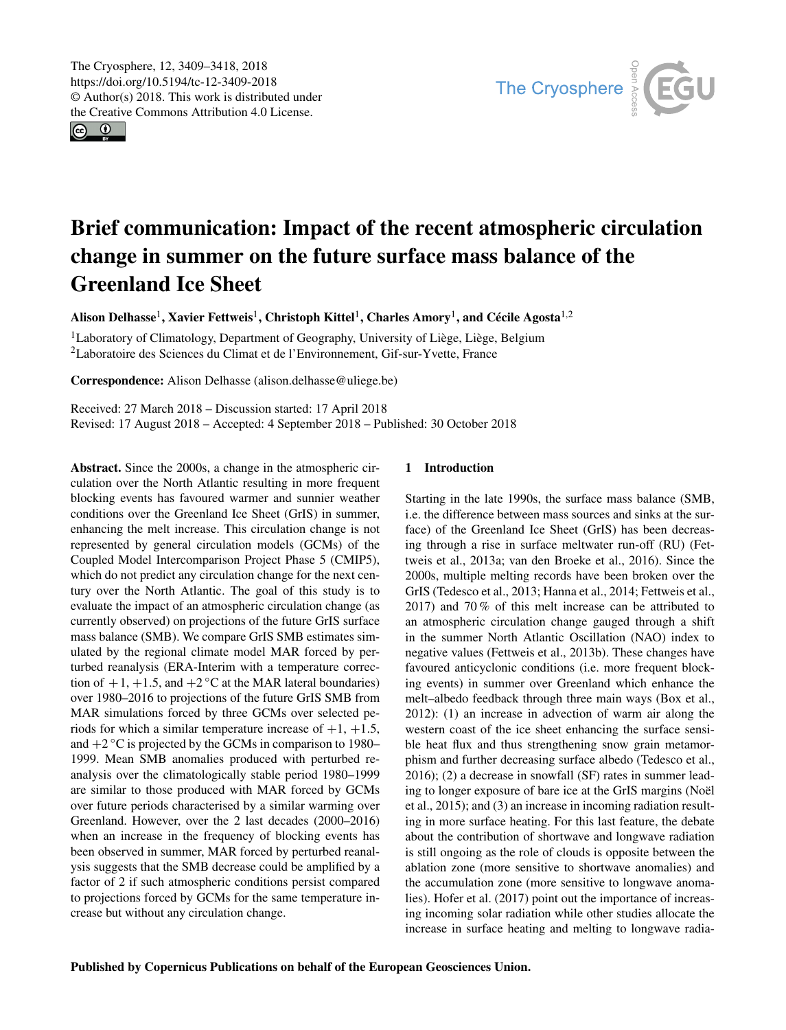# Brief communication: Impact of the recent atmospheric circulation change in summer on the future surface mass balance of the Greenland Ice Sheet

**Alison Delhasse[1], Xavier Fettweis[1], Christoph Kittel[1], Charles Amory[1], and Cécile Agosta[1,2]**

[1]Laboratory of Climatology, Department of Geography, University of Liège, Liège, Belgium
[2]Laboratoire des Sciences du Climat et de l'Environnement, Gif-sur-Yvette, France

**Correspondence:** Alison Delhasse (alison.delhasse@uliege.be)

Received: 27 March 2018 – Discussion started: 17 April 2018
Revised: 17 August 2018 – Accepted: 4 September 2018 – Published: 30 October 2018

**Abstract.** Since the 2000s, a change in the atmospheric circulation over the North Atlantic resulting in more frequent blocking events has favoured warmer and sunnier weather conditions over the Greenland Ice Sheet (GrIS) in summer, enhancing the melt increase. This circulation change is not represented by general circulation models (GCMs) of the Coupled Model Intercomparison Project Phase 5 (CMIP5), which do not predict any circulation change for the next century over the North Atlantic. The goal of this study is to evaluate the impact of an atmospheric circulation change (as currently observed) on projections of the future GrIS surface mass balance (SMB). We compare GrIS SMB estimates simulated by the regional climate model MAR forced by perturbed reanalysis (ERA-Interim with a temperature correction of +1, +1.5, and +2 °C at the MAR lateral boundaries) over 1980–2016 to projections of the future GrIS SMB from MAR simulations forced by three GCMs over selected periods for which a similar temperature increase of +1, +1.5, and +2 °C is projected by the GCMs in comparison to 1980–1999. Mean SMB anomalies produced with perturbed reanalysis over the climatologically stable period 1980–1999 are similar to those produced with MAR forced by GCMs over future periods characterised by a similar warming over Greenland. However, over the 2 last decades (2000–2016) when an increase in the frequency of blocking events has been observed in summer, MAR forced by perturbed reanalysis suggests that the SMB decrease could be amplified by a factor of 2 if such atmospheric conditions persist compared to projections forced by GCMs for the same temperature increase but without any circulation change.

## 1 Introduction

Starting in the late 1990s, the surface mass balance (SMB, i.e. the difference between mass sources and sinks at the surface) of the Greenland Ice Sheet (GrIS) has been decreasing through a rise in surface meltwater run-off (RU) (Fettweis et al., 2013a; van den Broeke et al., 2016). Since the 2000s, multiple melting records have been broken over the GrIS (Tedesco et al., 2013; Hanna et al., 2014; Fettweis et al., 2017) and 70 % of this melt increase can be attributed to an atmospheric circulation change gauged through a shift in the summer North Atlantic Oscillation (NAO) index to negative values (Fettweis et al., 2013b). These changes have favoured anticyclonic conditions (i.e. more frequent blocking events) in summer over Greenland which enhance the melt–albedo feedback through three main ways (Box et al., 2012): (1) an increase in advection of warm air along the western coast of the ice sheet enhancing the surface sensible heat flux and thus strengthening snow grain metamorphism and further decreasing surface albedo (Tedesco et al., 2016); (2) a decrease in snowfall (SF) rates in summer leading to longer exposure of bare ice at the GrIS margins (Noël et al., 2015); and (3) an increase in incoming radiation resulting in more surface heating. For this last feature, the debate about the contribution of shortwave and longwave radiation is still ongoing as the role of clouds is opposite between the ablation zone (more sensitive to shortwave anomalies) and the accumulation zone (more sensitive to longwave anomalies). Hofer et al. (2017) point out the importance of increasing incoming solar radiation while other studies allocate the increase in surface heating and melting to longwave radia-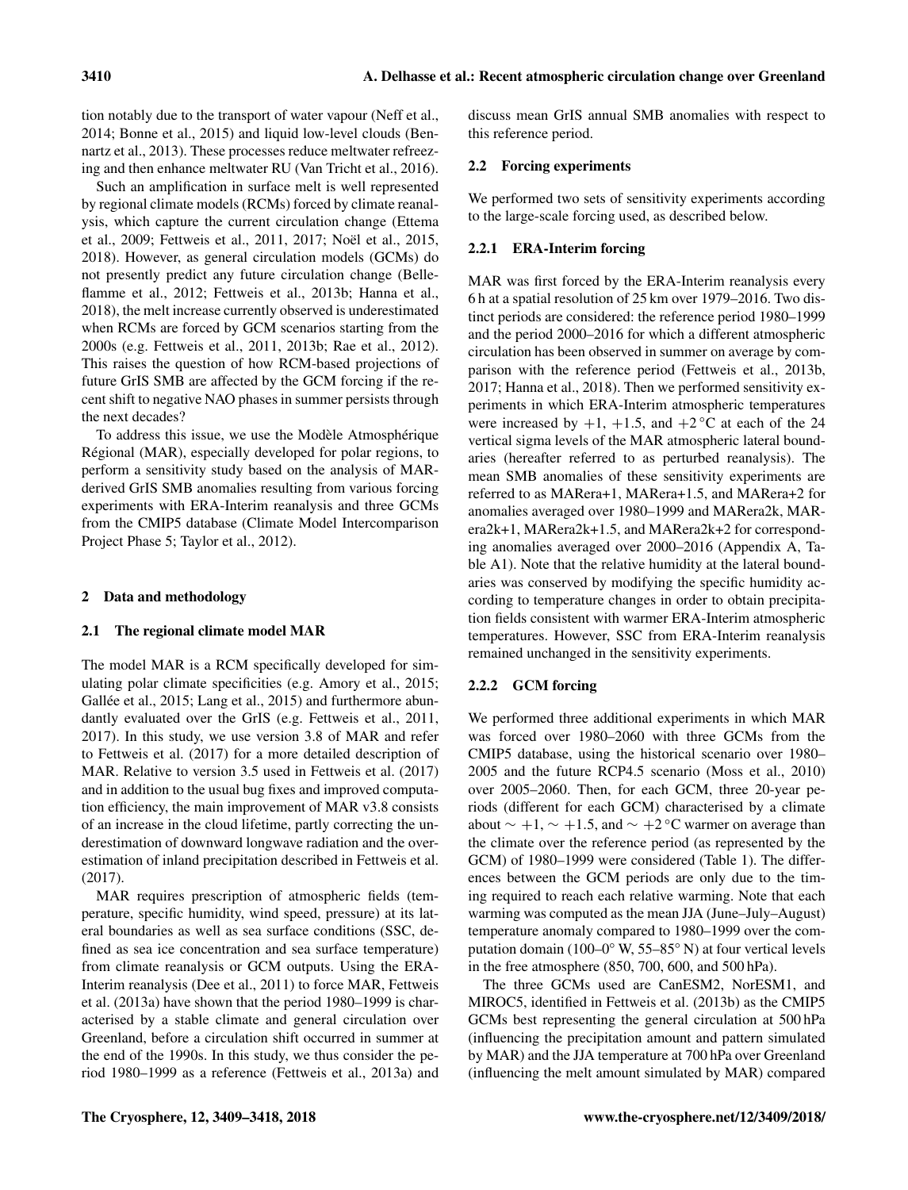tion notably due to the transport of water vapour (Neff et al., 2014; Bonne et al., 2015) and liquid low-level clouds (Bennartz et al., 2013). These processes reduce meltwater refreezing and then enhance meltwater RU (Van Tricht et al., 2016).

Such an amplification in surface melt is well represented by regional climate models (RCMs) forced by climate reanalysis, which capture the current circulation change (Ettema et al., 2009; Fettweis et al., 2011, 2017; Noël et al., 2015, 2018). However, as general circulation models (GCMs) do not presently predict any future circulation change (Belleflamme et al., 2012; Fettweis et al., 2013b; Hanna et al., 2018), the melt increase currently observed is underestimated when RCMs are forced by GCM scenarios starting from the 2000s (e.g. Fettweis et al., 2011, 2013b; Rae et al., 2012). This raises the question of how RCM-based projections of future GrIS SMB are affected by the GCM forcing if the recent shift to negative NAO phases in summer persists through the next decades?

To address this issue, we use the Modèle Atmosphérique Régional (MAR), especially developed for polar regions, to perform a sensitivity study based on the analysis of MAR-derived GrIS SMB anomalies resulting from various forcing experiments with ERA-Interim reanalysis and three GCMs from the CMIP5 database (Climate Model Intercomparison Project Phase 5; Taylor et al., 2012).

## 2 Data and methodology

### 2.1 The regional climate model MAR

The model MAR is a RCM specifically developed for simulating polar climate specificities (e.g. Amory et al., 2015; Gallée et al., 2015; Lang et al., 2015) and furthermore abundantly evaluated over the GrIS (e.g. Fettweis et al., 2011, 2017). In this study, we use version 3.8 of MAR and refer to Fettweis et al. (2017) for a more detailed description of MAR. Relative to version 3.5 used in Fettweis et al. (2017) and in addition to the usual bug fixes and improved computation efficiency, the main improvement of MAR v3.8 consists of an increase in the cloud lifetime, partly correcting the underestimation of downward longwave radiation and the overestimation of inland precipitation described in Fettweis et al. (2017).

MAR requires prescription of atmospheric fields (temperature, specific humidity, wind speed, pressure) at its lateral boundaries as well as sea surface conditions (SSC, defined as sea ice concentration and sea surface temperature) from climate reanalysis or GCM outputs. Using the ERA-Interim reanalysis (Dee et al., 2011) to force MAR, Fettweis et al. (2013a) have shown that the period 1980–1999 is characterised by a stable climate and general circulation over Greenland, before a circulation shift occurred in summer at the end of the 1990s. In this study, we thus consider the period 1980–1999 as a reference (Fettweis et al., 2013a) and discuss mean GrIS annual SMB anomalies with respect to this reference period.

### 2.2 Forcing experiments

We performed two sets of sensitivity experiments according to the large-scale forcing used, as described below.

#### 2.2.1 ERA-Interim forcing

MAR was first forced by the ERA-Interim reanalysis every 6 h at a spatial resolution of 25 km over 1979–2016. Two distinct periods are considered: the reference period 1980–1999 and the period 2000–2016 for which a different atmospheric circulation has been observed in summer on average by comparison with the reference period (Fettweis et al., 2013b, 2017; Hanna et al., 2018). Then we performed sensitivity experiments in which ERA-Interim atmospheric temperatures were increased by +1, +1.5, and +2 °C at each of the 24 vertical sigma levels of the MAR atmospheric lateral boundaries (hereafter referred to as perturbed reanalysis). The mean SMB anomalies of these sensitivity experiments are referred to as MARera+1, MARera+1.5, and MARera+2 for anomalies averaged over 1980–1999 and MARera2k, MARera2k+1, MARera2k+1.5, and MARera2k+2 for corresponding anomalies averaged over 2000–2016 (Appendix A, Table A1). Note that the relative humidity at the lateral boundaries was conserved by modifying the specific humidity according to temperature changes in order to obtain precipitation fields consistent with warmer ERA-Interim atmospheric temperatures. However, SSC from ERA-Interim reanalysis remained unchanged in the sensitivity experiments.

#### 2.2.2 GCM forcing

We performed three additional experiments in which MAR was forced over 1980–2060 with three GCMs from the CMIP5 database, using the historical scenario over 1980–2005 and the future RCP4.5 scenario (Moss et al., 2010) over 2005–2060. Then, for each GCM, three 20-year periods (different for each GCM) characterised by a climate about $\sim +1$, $\sim +1.5$, and $\sim +2$ °C warmer on average than the climate over the reference period (as represented by the GCM) of 1980–1999 were considered (Table 1). The differences between the GCM periods are only due to the timing required to reach each relative warming. Note that each warming was computed as the mean JJA (June–July–August) temperature anomaly compared to 1980–1999 over the computation domain (100–0° W, 55–85° N) at four vertical levels in the free atmosphere (850, 700, 600, and 500 hPa).

The three GCMs used are CanESM2, NorESM1, and MIROC5, identified in Fettweis et al. (2013b) as the CMIP5 GCMs best representing the general circulation at 500 hPa (influencing the precipitation amount and pattern simulated by MAR) and the JJA temperature at 700 hPa over Greenland (influencing the melt amount simulated by MAR) compared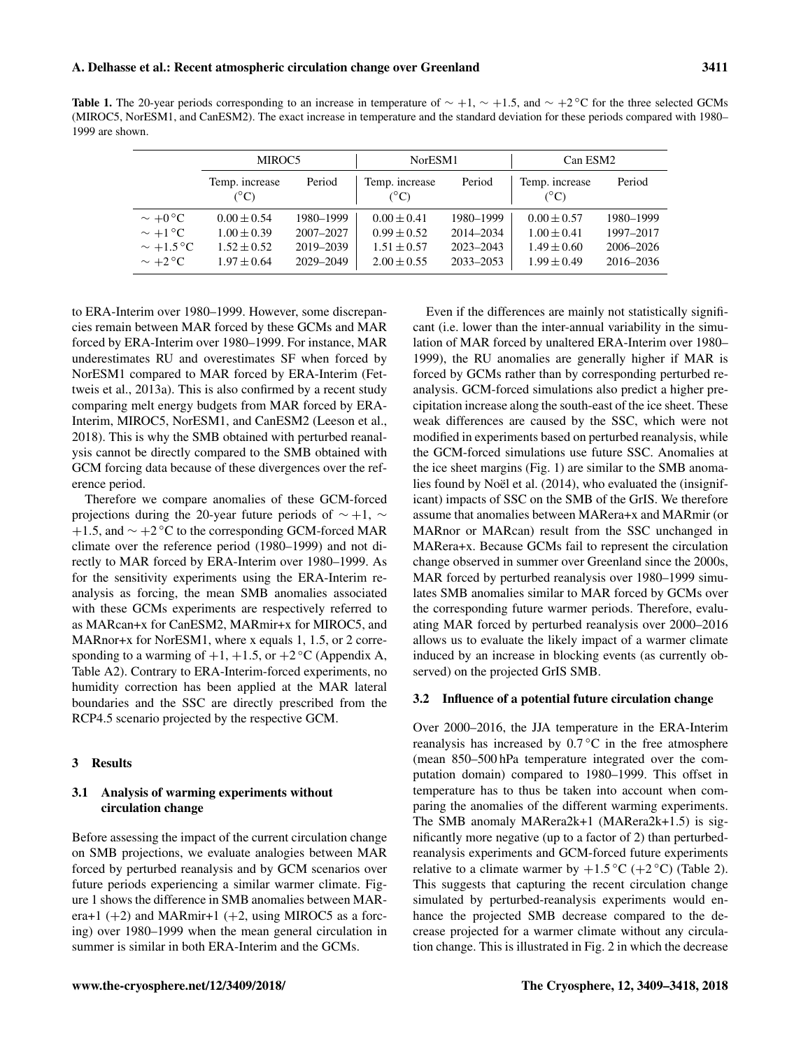**Table 1.** The 20-year periods corresponding to an increase in temperature of $\sim +1$, $\sim +1.5$, and $\sim +2\,^{\circ}\mathrm{C}$ for the three selected GCMs (MIROC5, NorESM1, and CanESM2). The exact increase in temperature and the standard deviation for these periods compared with 1980–1999 are shown.

| | MIROC5 | | NorESM1 | | Can ESM2 | |
|---|---|---|---|---|---|---|
| | Temp. increase (°C) | Period | Temp. increase (°C) | Period | Temp. increase (°C) | Period |
| $\sim +0\,^{\circ}\mathrm{C}$ | $0.00 \pm 0.54$ | 1980–1999 | $0.00 \pm 0.41$ | 1980–1999 | $0.00 \pm 0.57$ | 1980–1999 |
| $\sim +1\,^{\circ}\mathrm{C}$ | $1.00 \pm 0.39$ | 2007–2027 | $0.99 \pm 0.52$ | 2014–2034 | $1.00 \pm 0.41$ | 1997–2017 |
| $\sim +1.5\,^{\circ}\mathrm{C}$ | $1.52 \pm 0.52$ | 2019–2039 | $1.51 \pm 0.57$ | 2023–2043 | $1.49 \pm 0.60$ | 2006–2026 |
| $\sim +2\,^{\circ}\mathrm{C}$ | $1.97 \pm 0.64$ | 2029–2049 | $2.00 \pm 0.55$ | 2033–2053 | $1.99 \pm 0.49$ | 2016–2036 |

to ERA-Interim over 1980–1999. However, some discrepancies remain between MAR forced by these GCMs and MAR forced by ERA-Interim over 1980–1999. For instance, MAR underestimates RU and overestimates SF when forced by NorESM1 compared to MAR forced by ERA-Interim (Fettweis et al., 2013a). This is also confirmed by a recent study comparing melt energy budgets from MAR forced by ERA-Interim, MIROC5, NorESM1, and CanESM2 (Leeson et al., 2018). This is why the SMB obtained with perturbed reanalysis cannot be directly compared to the SMB obtained with GCM forcing data because of these divergences over the reference period.

Therefore we compare anomalies of these GCM-forced projections during the 20-year future periods of $\sim +1$, $\sim +1.5$, and $\sim +2\,^{\circ}\mathrm{C}$ to the corresponding GCM-forced MAR climate over the reference period (1980–1999) and not directly to MAR forced by ERA-Interim over 1980–1999. As for the sensitivity experiments using the ERA-Interim reanalysis as forcing, the mean SMB anomalies associated with these GCMs experiments are respectively referred to as MARcan+x for CanESM2, MARmir+x for MIROC5, and MARnor+x for NorESM1, where x equals 1, 1.5, or 2 corresponding to a warming of $+1$, $+1.5$, or $+2\,^{\circ}\mathrm{C}$ (Appendix A, Table A2). Contrary to ERA-Interim-forced experiments, no humidity correction has been applied at the MAR lateral boundaries and the SSC are directly prescribed from the RCP4.5 scenario projected by the respective GCM.

## 3 Results

### 3.1 Analysis of warming experiments without circulation change

Before assessing the impact of the current circulation change on SMB projections, we evaluate analogies between MAR forced by perturbed reanalysis and by GCM scenarios over future periods experiencing a similar warmer climate. Figure 1 shows the difference in SMB anomalies between MARera+1 (+2) and MARmir+1 (+2, using MIROC5 as a forcing) over 1980–1999 when the mean general circulation in summer is similar in both ERA-Interim and the GCMs.

Even if the differences are mainly not statistically significant (i.e. lower than the inter-annual variability in the simulation of MAR forced by unaltered ERA-Interim over 1980–1999), the RU anomalies are generally higher if MAR is forced by GCMs rather than by corresponding perturbed reanalysis. GCM-forced simulations also predict a higher precipitation increase along the south-east of the ice sheet. These weak differences are caused by the SSC, which were not modified in experiments based on perturbed reanalysis, while the GCM-forced simulations use future SSC. Anomalies at the ice sheet margins (Fig. 1) are similar to the SMB anomalies found by Noël et al. (2014), who evaluated the (insignificant) impacts of SSC on the SMB of the GrIS. We therefore assume that anomalies between MARera+x and MARmir (or MARnor or MARcan) result from the SSC unchanged in MARera+x. Because GCMs fail to represent the circulation change observed in summer over Greenland since the 2000s, MAR forced by perturbed reanalysis over 1980–1999 simulates SMB anomalies similar to MAR forced by GCMs over the corresponding future warmer periods. Therefore, evaluating MAR forced by perturbed reanalysis over 2000–2016 allows us to evaluate the likely impact of a warmer climate induced by an increase in blocking events (as currently observed) on the projected GrIS SMB.

### 3.2 Influence of a potential future circulation change

Over 2000–2016, the JJA temperature in the ERA-Interim reanalysis has increased by $0.7\,^{\circ}\mathrm{C}$ in the free atmosphere (mean 850–500 hPa temperature integrated over the computation domain) compared to 1980–1999. This offset in temperature has to thus be taken into account when comparing the anomalies of the different warming experiments. The SMB anomaly MARera2k+1 (MARera2k+1.5) is significantly more negative (up to a factor of 2) than perturbed-reanalysis experiments and GCM-forced future experiments relative to a climate warmer by $+1.5\,^{\circ}\mathrm{C}$ ($+2\,^{\circ}\mathrm{C}$) (Table 2). This suggests that capturing the recent circulation change simulated by perturbed-reanalysis experiments would enhance the projected SMB decrease compared to the decrease projected for a warmer climate without any circulation change. This is illustrated in Fig. 2 in which the decrease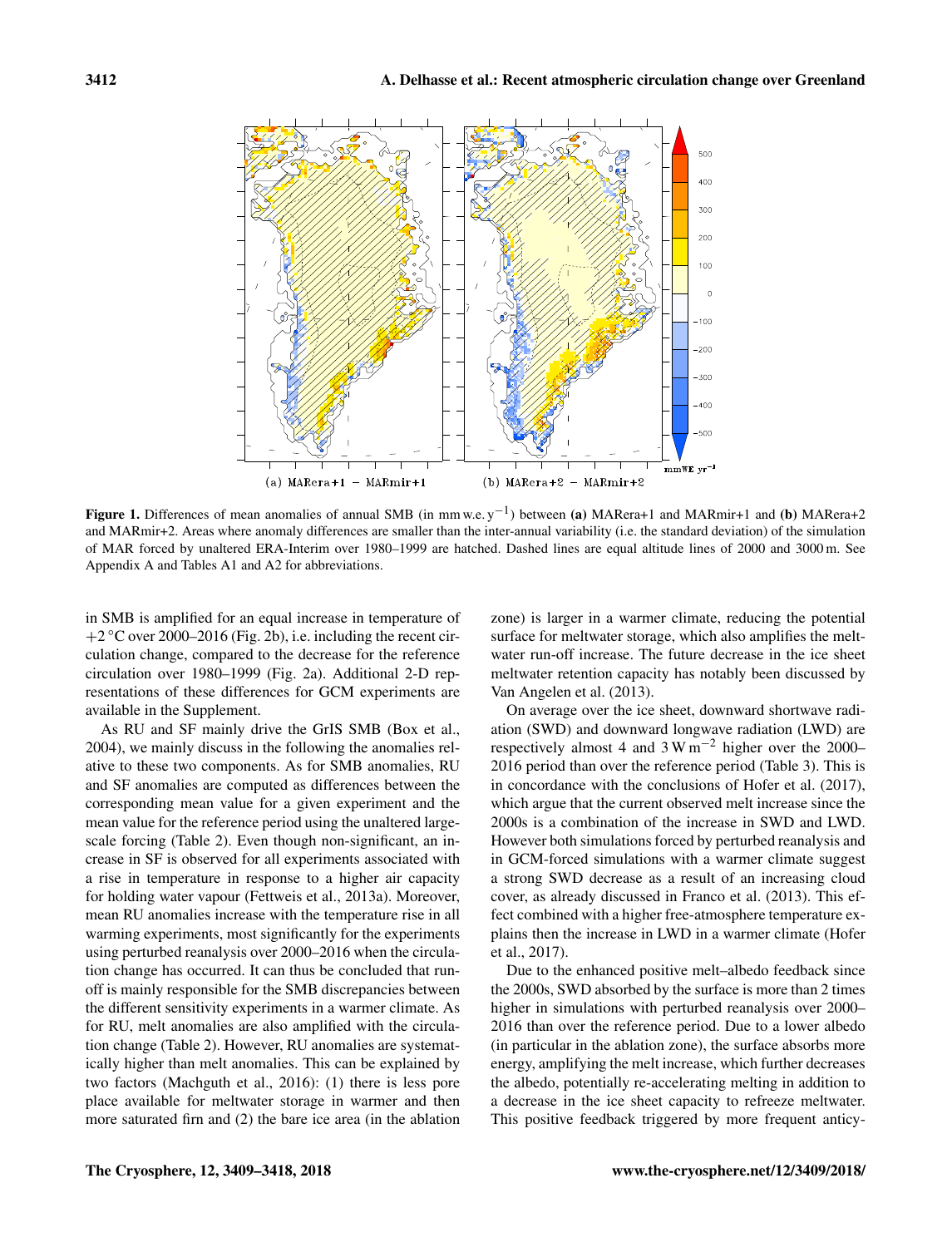**Figure 1.** Differences of mean anomalies of annual SMB (in mm w.e. $y^{-1}$) between **(a)** MARera+1 and MARmir+1 and **(b)** MARera+2 and MARmir+2. Areas where anomaly differences are smaller than the inter-annual variability (i.e. the standard deviation) of the simulation of MAR forced by unaltered ERA-Interim over 1980–1999 are hatched. Dashed lines are equal altitude lines of 2000 and 3000 m. See Appendix A and Tables A1 and A2 for abbreviations.

in SMB is amplified for an equal increase in temperature of +2 °C over 2000–2016 (Fig. 2b), i.e. including the recent circulation change, compared to the decrease for the reference circulation over 1980–1999 (Fig. 2a). Additional 2-D representations of these differences for GCM experiments are available in the Supplement.

As RU and SF mainly drive the GrIS SMB (Box et al., 2004), we mainly discuss in the following the anomalies relative to these two components. As for SMB anomalies, RU and SF anomalies are computed as differences between the corresponding mean value for a given experiment and the mean value for the reference period using the unaltered large-scale forcing (Table 2). Even though non-significant, an increase in SF is observed for all experiments associated with a rise in temperature in response to a higher air capacity for holding water vapour (Fettweis et al., 2013a). Moreover, mean RU anomalies increase with the temperature rise in all warming experiments, most significantly for the experiments using perturbed reanalysis over 2000–2016 when the circulation change has occurred. It can thus be concluded that runoff is mainly responsible for the SMB discrepancies between the different sensitivity experiments in a warmer climate. As for RU, melt anomalies are also amplified with the circulation change (Table 2). However, RU anomalies are systematically higher than melt anomalies. This can be explained by two factors (Machguth et al., 2016): (1) there is less pore place available for meltwater storage in warmer and then more saturated firn and (2) the bare ice area (in the ablation zone) is larger in a warmer climate, reducing the potential surface for meltwater storage, which also amplifies the meltwater run-off increase. The future decrease in the ice sheet meltwater retention capacity has notably been discussed by Van Angelen et al. (2013).

On average over the ice sheet, downward shortwave radiation (SWD) and downward longwave radiation (LWD) are respectively almost 4 and 3 W $m^{-2}$ higher over the 2000–2016 period than over the reference period (Table 3). This is in concordance with the conclusions of Hofer et al. (2017), which argue that the current observed melt increase since the 2000s is a combination of the increase in SWD and LWD. However both simulations forced by perturbed reanalysis and in GCM-forced simulations with a warmer climate suggest a strong SWD decrease as a result of an increasing cloud cover, as already discussed in Franco et al. (2013). This effect combined with a higher free-atmosphere temperature explains then the increase in LWD in a warmer climate (Hofer et al., 2017).

Due to the enhanced positive melt–albedo feedback since the 2000s, SWD absorbed by the surface is more than 2 times higher in simulations with perturbed reanalysis over 2000–2016 than over the reference period. Due to a lower albedo (in particular in the ablation zone), the surface absorbs more energy, amplifying the melt increase, which further decreases the albedo, potentially re-accelerating melting in addition to a decrease in the ice sheet capacity to refreeze meltwater. This positive feedback triggered by more frequent anticy-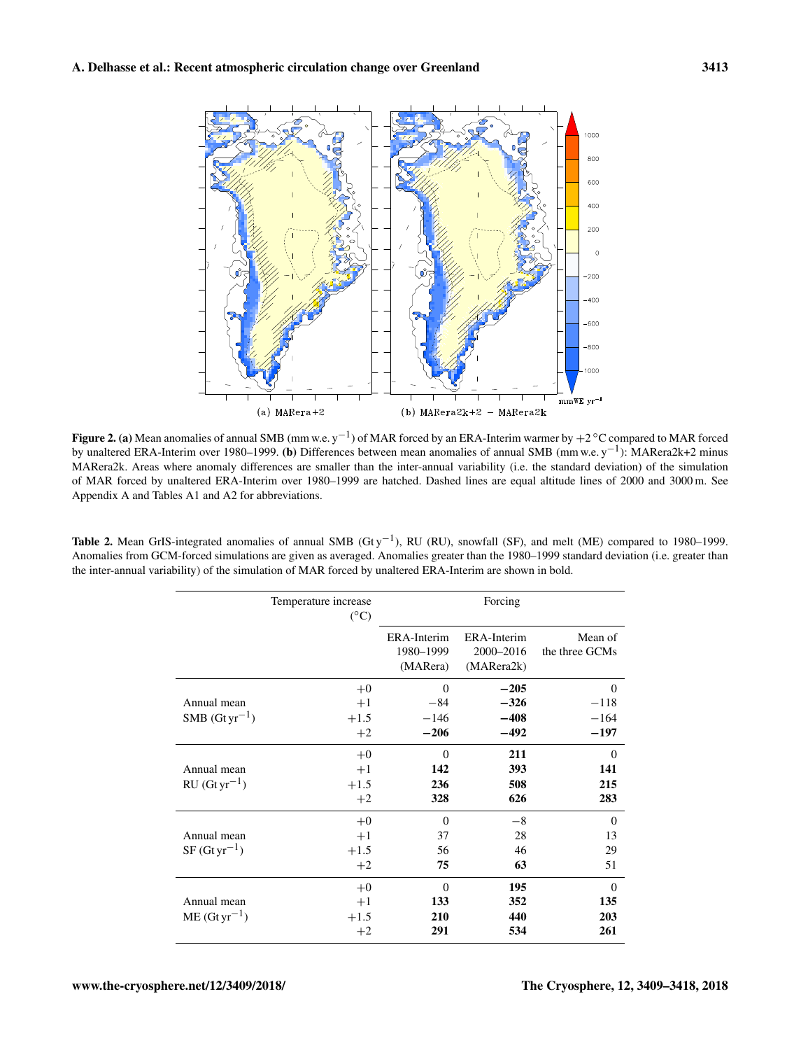**Figure 2. (a)** Mean anomalies of annual SMB (mm w.e. $y^{-1}$) of MAR forced by an ERA-Interim warmer by +2 °C compared to MAR forced by unaltered ERA-Interim over 1980–1999. **(b)** Differences between mean anomalies of annual SMB (mm w.e. $y^{-1}$): MARera2k+2 minus MARera2k. Areas where anomaly differences are smaller than the inter-annual variability (i.e. the standard deviation) of the simulation of MAR forced by unaltered ERA-Interim over 1980–1999 are hatched. Dashed lines are equal altitude lines of 2000 and 3000 m. See Appendix A and Tables A1 and A2 for abbreviations.

**Table 2.** Mean GrIS-integrated anomalies of annual SMB (Gt $y^{-1}$), RU (RU), snowfall (SF), and melt (ME) compared to 1980–1999. Anomalies from GCM-forced simulations are given as averaged. Anomalies greater than the 1980–1999 standard deviation (i.e. greater than the inter-annual variability) of the simulation of MAR forced by unaltered ERA-Interim are shown in bold.

| | Temperature increase (°C) | Forcing | | |
|---|---|---|---|---|
| | | ERA-Interim 1980–1999 (MARera) | ERA-Interim 2000–2016 (MARera2k) | Mean of the three GCMs |
| Annual mean SMB (Gt $yr^{-1}$) | +0 | 0 | **−205** | 0 |
| | +1 | −84 | **−326** | −118 |
| | +1.5 | −146 | **−408** | −164 |
| | +2 | **−206** | **−492** | **−197** |
| Annual mean RU (Gt $yr^{-1}$) | +0 | 0 | **211** | 0 |
| | +1 | **142** | **393** | **141** |
| | +1.5 | **236** | **508** | **215** |
| | +2 | **328** | **626** | **283** |
| Annual mean SF (Gt $yr^{-1}$) | +0 | 0 | −8 | 0 |
| | +1 | 37 | 28 | 13 |
| | +1.5 | 56 | 46 | 29 |
| | +2 | **75** | **63** | 51 |
| Annual mean ME (Gt $yr^{-1}$) | +0 | 0 | **195** | 0 |
| | +1 | **133** | **352** | **135** |
| | +1.5 | **210** | **440** | **203** |
| | +2 | **291** | **534** | **261** |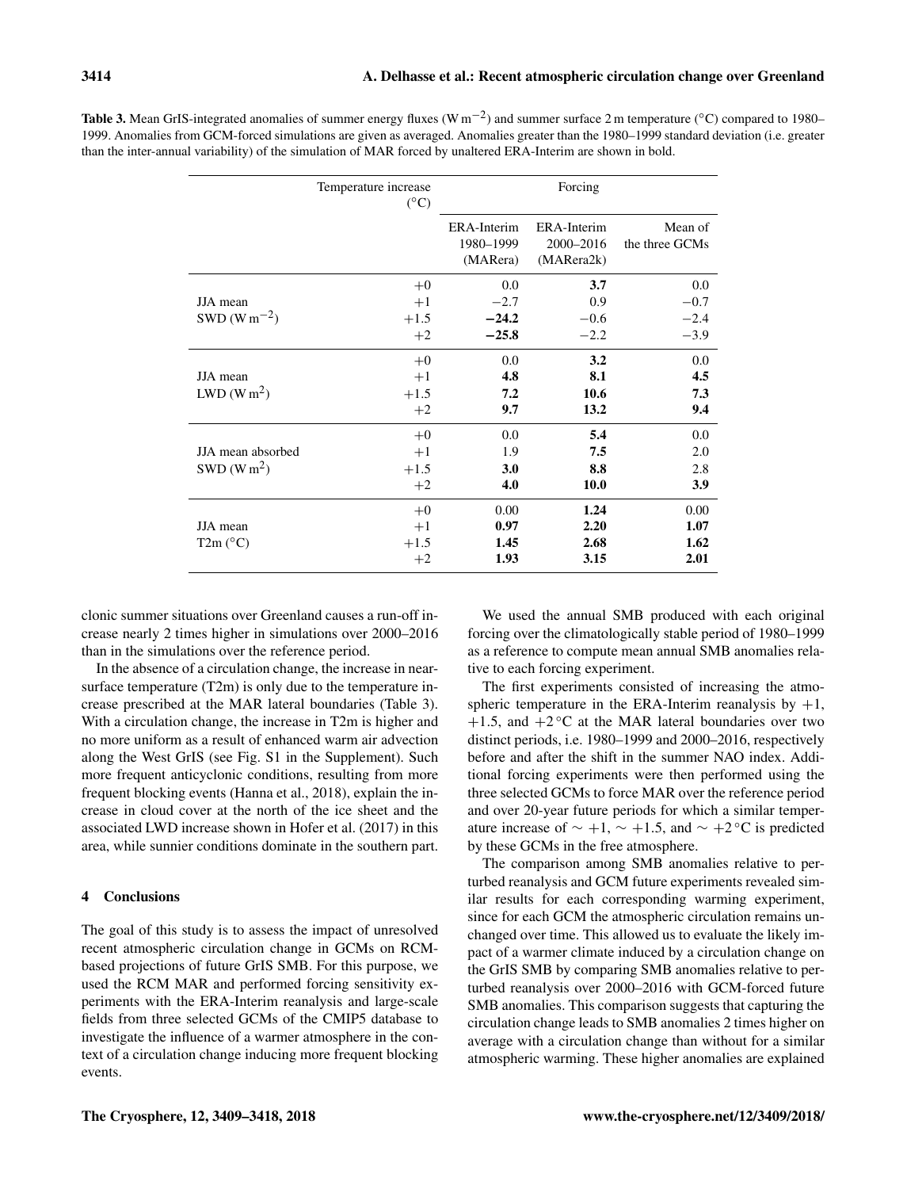**Table 3.** Mean GrIS-integrated anomalies of summer energy fluxes (W m$^{-2}$) and summer surface 2 m temperature (°C) compared to 1980–1999. Anomalies from GCM-forced simulations are given as averaged. Anomalies greater than the 1980–1999 standard deviation (i.e. greater than the inter-annual variability) of the simulation of MAR forced by unaltered ERA-Interim are shown in bold.

| | Temperature increase (°C) | Forcing | | |
|---|---|---|---|---|
| | | ERA-Interim 1980–1999 (MARera) | ERA-Interim 2000–2016 (MARera2k) | Mean of the three GCMs |
| JJA mean SWD (W m$^{-2}$) | +0 | 0.0 | **3.7** | 0.0 |
| | +1 | −2.7 | 0.9 | −0.7 |
| | +1.5 | **−24.2** | −0.6 | −2.4 |
| | +2 | **−25.8** | −2.2 | −3.9 |
| JJA mean LWD (W m$^{2}$) | +0 | 0.0 | **3.2** | 0.0 |
| | +1 | **4.8** | **8.1** | **4.5** |
| | +1.5 | **7.2** | **10.6** | **7.3** |
| | +2 | **9.7** | **13.2** | **9.4** |
| JJA mean absorbed SWD (W m$^{2}$) | +0 | 0.0 | **5.4** | 0.0 |
| | +1 | 1.9 | **7.5** | 2.0 |
| | +1.5 | **3.0** | **8.8** | 2.8 |
| | +2 | **4.0** | **10.0** | **3.9** |
| JJA mean T2m (°C) | +0 | 0.00 | **1.24** | 0.00 |
| | +1 | **0.97** | **2.20** | **1.07** |
| | +1.5 | **1.45** | **2.68** | **1.62** |
| | +2 | **1.93** | **3.15** | **2.01** |

clonic summer situations over Greenland causes a run-off increase nearly 2 times higher in simulations over 2000–2016 than in the simulations over the reference period.

In the absence of a circulation change, the increase in near-surface temperature (T2m) is only due to the temperature increase prescribed at the MAR lateral boundaries (Table 3). With a circulation change, the increase in T2m is higher and no more uniform as a result of enhanced warm air advection along the West GrIS (see Fig. S1 in the Supplement). Such more frequent anticyclonic conditions, resulting from more frequent blocking events (Hanna et al., 2018), explain the increase in cloud cover at the north of the ice sheet and the associated LWD increase shown in Hofer et al. (2017) in this area, while sunnier conditions dominate in the southern part.

## 4 Conclusions

The goal of this study is to assess the impact of unresolved recent atmospheric circulation change in GCMs on RCM-based projections of future GrIS SMB. For this purpose, we used the RCM MAR and performed forcing sensitivity experiments with the ERA-Interim reanalysis and large-scale fields from three selected GCMs of the CMIP5 database to investigate the influence of a warmer atmosphere in the context of a circulation change inducing more frequent blocking events.

We used the annual SMB produced with each original forcing over the climatologically stable period of 1980–1999 as a reference to compute mean annual SMB anomalies relative to each forcing experiment.

The first experiments consisted of increasing the atmospheric temperature in the ERA-Interim reanalysis by +1, +1.5, and +2 °C at the MAR lateral boundaries over two distinct periods, i.e. 1980–1999 and 2000–2016, respectively before and after the shift in the summer NAO index. Additional forcing experiments were then performed using the three selected GCMs to force MAR over the reference period and over 20-year future periods for which a similar temperature increase of $\sim +1$, $\sim +1.5$, and $\sim +2$ °C is predicted by these GCMs in the free atmosphere.

The comparison among SMB anomalies relative to perturbed reanalysis and GCM future experiments revealed similar results for each corresponding warming experiment, since for each GCM the atmospheric circulation remains unchanged over time. This allowed us to evaluate the likely impact of a warmer climate induced by a circulation change on the GrIS SMB by comparing SMB anomalies relative to perturbed reanalysis over 2000–2016 with GCM-forced future SMB anomalies. This comparison suggests that capturing the circulation change leads to SMB anomalies 2 times higher on average with a circulation change than without for a similar atmospheric warming. These higher anomalies are explained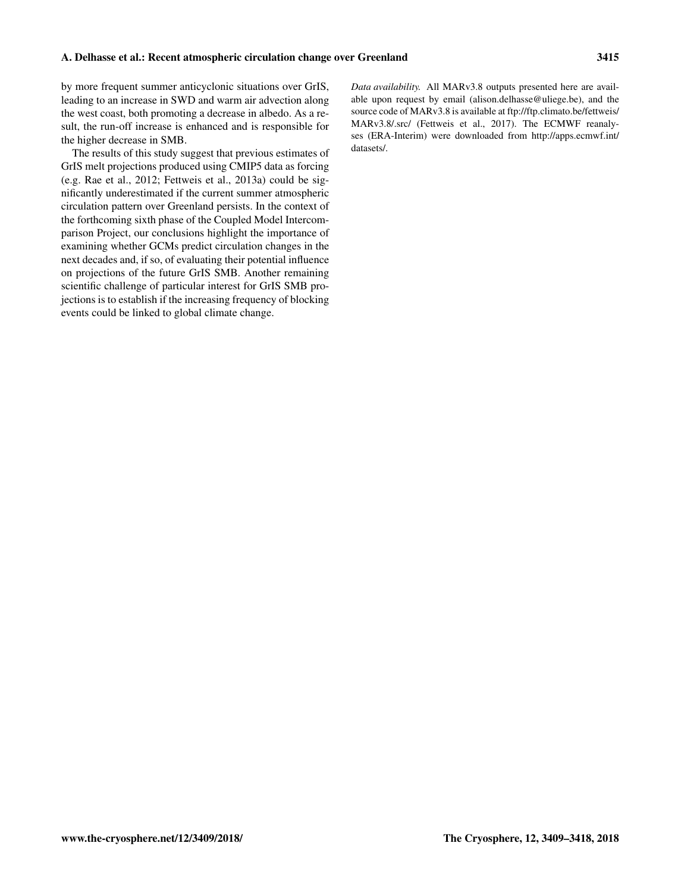by more frequent summer anticyclonic situations over GrIS, leading to an increase in SWD and warm air advection along the west coast, both promoting a decrease in albedo. As a result, the run-off increase is enhanced and is responsible for the higher decrease in SMB.

The results of this study suggest that previous estimates of GrIS melt projections produced using CMIP5 data as forcing (e.g. Rae et al., 2012; Fettweis et al., 2013a) could be significantly underestimated if the current summer atmospheric circulation pattern over Greenland persists. In the context of the forthcoming sixth phase of the Coupled Model Intercomparison Project, our conclusions highlight the importance of examining whether GCMs predict circulation changes in the next decades and, if so, of evaluating their potential influence on projections of the future GrIS SMB. Another remaining scientific challenge of particular interest for GrIS SMB projections is to establish if the increasing frequency of blocking events could be linked to global climate change.

*Data availability.* All MARv3.8 outputs presented here are available upon request by email (alison.delhasse@uliege.be), and the source code of MARv3.8 is available at ftp://ftp.climato.be/fettweis/MARv3.8/.src/ (Fettweis et al., 2017). The ECMWF reanalyses (ERA-Interim) were downloaded from http://apps.ecmwf.int/datasets/.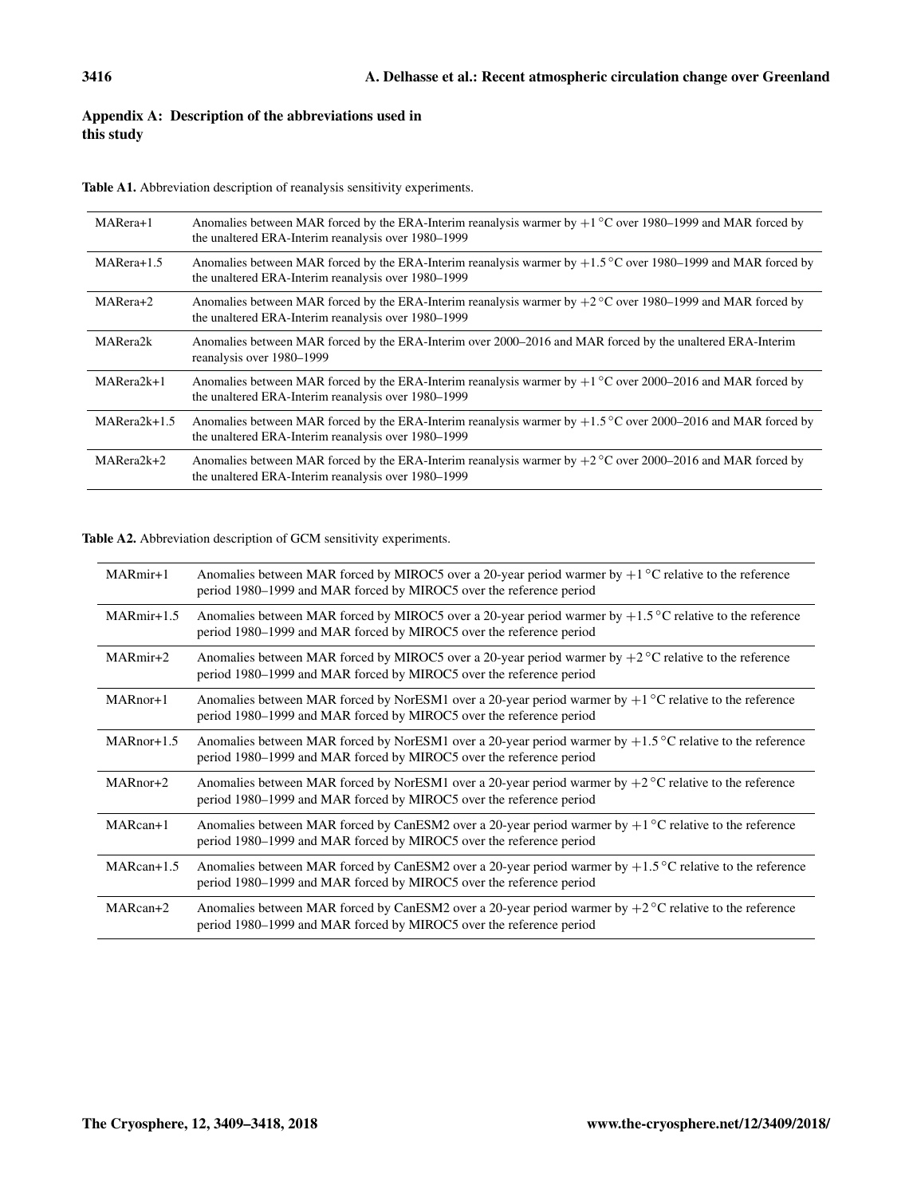## Appendix A: Description of the abbreviations used in this study

**Table A1.** Abbreviation description of reanalysis sensitivity experiments.

| | |
|---|---|
| MARera+1 | Anomalies between MAR forced by the ERA-Interim reanalysis warmer by +1 °C over 1980–1999 and MAR forced by the unaltered ERA-Interim reanalysis over 1980–1999 |
| MARera+1.5 | Anomalies between MAR forced by the ERA-Interim reanalysis warmer by +1.5 °C over 1980–1999 and MAR forced by the unaltered ERA-Interim reanalysis over 1980–1999 |
| MARera+2 | Anomalies between MAR forced by the ERA-Interim reanalysis warmer by +2 °C over 1980–1999 and MAR forced by the unaltered ERA-Interim reanalysis over 1980–1999 |
| MARera2k | Anomalies between MAR forced by the ERA-Interim over 2000–2016 and MAR forced by the unaltered ERA-Interim reanalysis over 1980–1999 |
| MARera2k+1 | Anomalies between MAR forced by the ERA-Interim reanalysis warmer by +1 °C over 2000–2016 and MAR forced by the unaltered ERA-Interim reanalysis over 1980–1999 |
| MARera2k+1.5 | Anomalies between MAR forced by the ERA-Interim reanalysis warmer by +1.5 °C over 2000–2016 and MAR forced by the unaltered ERA-Interim reanalysis over 1980–1999 |
| MARera2k+2 | Anomalies between MAR forced by the ERA-Interim reanalysis warmer by +2 °C over 2000–2016 and MAR forced by the unaltered ERA-Interim reanalysis over 1980–1999 |

**Table A2.** Abbreviation description of GCM sensitivity experiments.

| | |
|---|---|
| MARmir+1 | Anomalies between MAR forced by MIROC5 over a 20-year period warmer by +1 °C relative to the reference period 1980–1999 and MAR forced by MIROC5 over the reference period |
| MARmir+1.5 | Anomalies between MAR forced by MIROC5 over a 20-year period warmer by +1.5 °C relative to the reference period 1980–1999 and MAR forced by MIROC5 over the reference period |
| MARmir+2 | Anomalies between MAR forced by MIROC5 over a 20-year period warmer by +2 °C relative to the reference period 1980–1999 and MAR forced by MIROC5 over the reference period |
| MARnor+1 | Anomalies between MAR forced by NorESM1 over a 20-year period warmer by +1 °C relative to the reference period 1980–1999 and MAR forced by MIROC5 over the reference period |
| MARnor+1.5 | Anomalies between MAR forced by NorESM1 over a 20-year period warmer by +1.5 °C relative to the reference period 1980–1999 and MAR forced by MIROC5 over the reference period |
| MARnor+2 | Anomalies between MAR forced by NorESM1 over a 20-year period warmer by +2 °C relative to the reference period 1980–1999 and MAR forced by MIROC5 over the reference period |
| MARcan+1 | Anomalies between MAR forced by CanESM2 over a 20-year period warmer by +1 °C relative to the reference period 1980–1999 and MAR forced by MIROC5 over the reference period |
| MARcan+1.5 | Anomalies between MAR forced by CanESM2 over a 20-year period warmer by +1.5 °C relative to the reference period 1980–1999 and MAR forced by MIROC5 over the reference period |
| MARcan+2 | Anomalies between MAR forced by CanESM2 over a 20-year period warmer by +2 °C relative to the reference period 1980–1999 and MAR forced by MIROC5 over the reference period |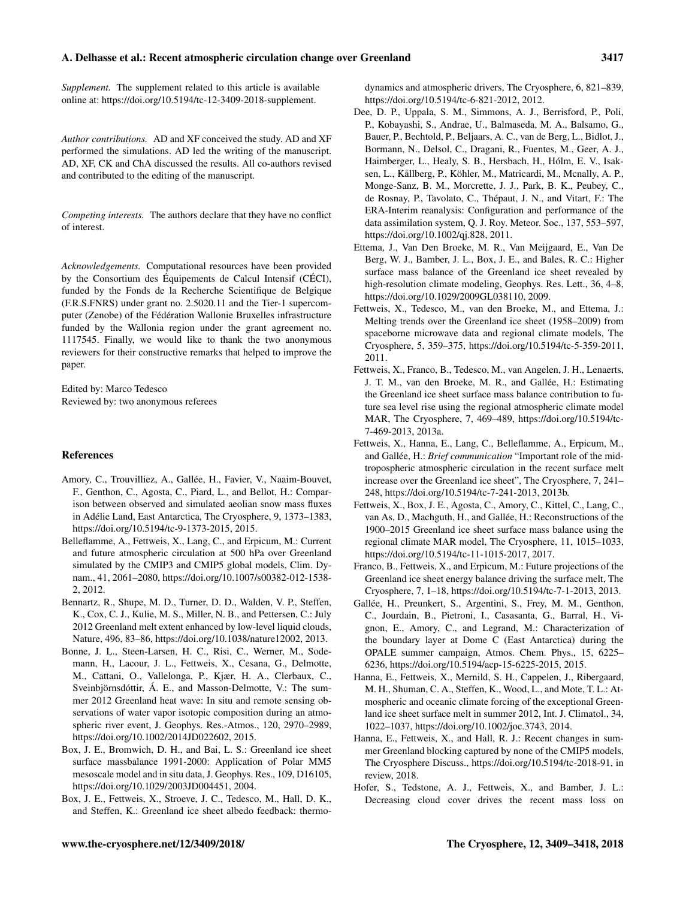*Supplement.* The supplement related to this article is available online at: https://doi.org/10.5194/tc-12-3409-2018-supplement.

*Author contributions.* AD and XF conceived the study. AD and XF performed the simulations. AD led the writing of the manuscript. AD, XF, CK and ChA discussed the results. All co-authors revised and contributed to the editing of the manuscript.

*Competing interests.* The authors declare that they have no conflict of interest.

*Acknowledgements.* Computational resources have been provided by the Consortium des Équipements de Calcul Intensif (CÉCI), funded by the Fonds de la Recherche Scientifique de Belgique (F.R.S.FNRS) under grant no. 2.5020.11 and the Tier-1 supercomputer (Zenobe) of the Fédération Wallonie Bruxelles infrastructure funded by the Wallonia region under the grant agreement no. 1117545. Finally, we would like to thank the two anonymous reviewers for their constructive remarks that helped to improve the paper.

Edited by: Marco Tedesco
Reviewed by: two anonymous referees

## References

Amory, C., Trouvilliez, A., Gallée, H., Favier, V., Naaim-Bouvet, F., Genthon, C., Agosta, C., Piard, L., and Bellot, H.: Comparison between observed and simulated aeolian snow mass fluxes in Adélie Land, East Antarctica, The Cryosphere, 9, 1373–1383, https://doi.org/10.5194/tc-9-1373-2015, 2015.

Belleflamme, A., Fettweis, X., Lang, C., and Erpicum, M.: Current and future atmospheric circulation at 500 hPa over Greenland simulated by the CMIP3 and CMIP5 global models, Clim. Dynam., 41, 2061–2080, https://doi.org/10.1007/s00382-012-1538-2, 2012.

Bennartz, R., Shupe, M. D., Turner, D. D., Walden, V. P., Steffen, K., Cox, C. J., Kulie, M. S., Miller, N. B., and Pettersen, C.: July 2012 Greenland melt extent enhanced by low-level liquid clouds, Nature, 496, 83–86, https://doi.org/10.1038/nature12002, 2013.

Bonne, J. L., Steen-Larsen, H. C., Risi, C., Werner, M., Sodemann, H., Lacour, J. L., Fettweis, X., Cesana, G., Delmotte, M., Cattani, O., Vallelonga, P., Kjær, H. A., Clerbaux, C., Sveinbjörnsdóttir, Á. E., and Masson-Delmotte, V.: The summer 2012 Greenland heat wave: In situ and remote sensing observations of water vapor isotopic composition during an atmospheric river event, J. Geophys. Res.-Atmos., 120, 2970–2989, https://doi.org/10.1002/2014JD022602, 2015.

Box, J. E., Bromwich, D. H., and Bai, L. S.: Greenland ice sheet surface massbalance 1991-2000: Application of Polar MM5 mesoscale model and in situ data, J. Geophys. Res., 109, D16105, https://doi.org/10.1029/2003JD004451, 2004.

Box, J. E., Fettweis, X., Stroeve, J. C., Tedesco, M., Hall, D. K., and Steffen, K.: Greenland ice sheet albedo feedback: thermodynamics and atmospheric drivers, The Cryosphere, 6, 821–839, https://doi.org/10.5194/tc-6-821-2012, 2012.

Dee, D. P., Uppala, S. M., Simmons, A. J., Berrisford, P., Poli, P., Kobayashi, S., Andrae, U., Balmaseda, M. A., Balsamo, G., Bauer, P., Bechtold, P., Beljaars, A. C., van de Berg, L., Bidlot, J., Bormann, N., Delsol, C., Dragani, R., Fuentes, M., Geer, A. J., Haimberger, L., Healy, S. B., Hersbach, H., Hólm, E. V., Isaksen, L., Kållberg, P., Köhler, M., Matricardi, M., Mcnally, A. P., Monge-Sanz, B. M., Morcrette, J. J., Park, B. K., Peubey, C., de Rosnay, P., Tavolato, C., Thépaut, J. N., and Vitart, F.: The ERA-Interim reanalysis: Configuration and performance of the data assimilation system, Q. J. Roy. Meteor. Soc., 137, 553–597, https://doi.org/10.1002/qj.828, 2011.

Ettema, J., Van Den Broeke, M. R., Van Meijgaard, E., Van De Berg, W. J., Bamber, J. L., Box, J. E., and Bales, R. C.: Higher surface mass balance of the Greenland ice sheet revealed by high-resolution climate modeling, Geophys. Res. Lett., 36, 4–8, https://doi.org/10.1029/2009GL038110, 2009.

Fettweis, X., Tedesco, M., van den Broeke, M., and Ettema, J.: Melting trends over the Greenland ice sheet (1958–2009) from spaceborne microwave data and regional climate models, The Cryosphere, 5, 359–375, https://doi.org/10.5194/tc-5-359-2011, 2011.

Fettweis, X., Franco, B., Tedesco, M., van Angelen, J. H., Lenaerts, J. T. M., van den Broeke, M. R., and Gallée, H.: Estimating the Greenland ice sheet surface mass balance contribution to future sea level rise using the regional atmospheric climate model MAR, The Cryosphere, 7, 469–489, https://doi.org/10.5194/tc-7-469-2013, 2013a.

Fettweis, X., Hanna, E., Lang, C., Belleflamme, A., Erpicum, M., and Gallée, H.: *Brief communication* "Important role of the mid-tropospheric atmospheric circulation in the recent surface melt increase over the Greenland ice sheet", The Cryosphere, 7, 241–248, https://doi.org/10.5194/tc-7-241-2013, 2013b.

Fettweis, X., Box, J. E., Agosta, C., Amory, C., Kittel, C., Lang, C., van As, D., Machguth, H., and Gallée, H.: Reconstructions of the 1900–2015 Greenland ice sheet surface mass balance using the regional climate MAR model, The Cryosphere, 11, 1015–1033, https://doi.org/10.5194/tc-11-1015-2017, 2017.

Franco, B., Fettweis, X., and Erpicum, M.: Future projections of the Greenland ice sheet energy balance driving the surface melt, The Cryosphere, 7, 1–18, https://doi.org/10.5194/tc-7-1-2013, 2013.

Gallée, H., Preunkert, S., Argentini, S., Frey, M. M., Genthon, C., Jourdain, B., Pietroni, I., Casasanta, G., Barral, H., Vignon, E., Amory, C., and Legrand, M.: Characterization of the boundary layer at Dome C (East Antarctica) during the OPALE summer campaign, Atmos. Chem. Phys., 15, 6225–6236, https://doi.org/10.5194/acp-15-6225-2015, 2015.

Hanna, E., Fettweis, X., Mernild, S. H., Cappelen, J., Ribergaard, M. H., Shuman, C. A., Steffen, K., Wood, L., and Mote, T. L.: Atmospheric and oceanic climate forcing of the exceptional Greenland ice sheet surface melt in summer 2012, Int. J. Climatol., 34, 1022–1037, https://doi.org/10.1002/joc.3743, 2014.

Hanna, E., Fettweis, X., and Hall, R. J.: Recent changes in summer Greenland blocking captured by none of the CMIP5 models, The Cryosphere Discuss., https://doi.org/10.5194/tc-2018-91, in review, 2018.

Hofer, S., Tedstone, A. J., Fettweis, X., and Bamber, J. L.: Decreasing cloud cover drives the recent mass loss on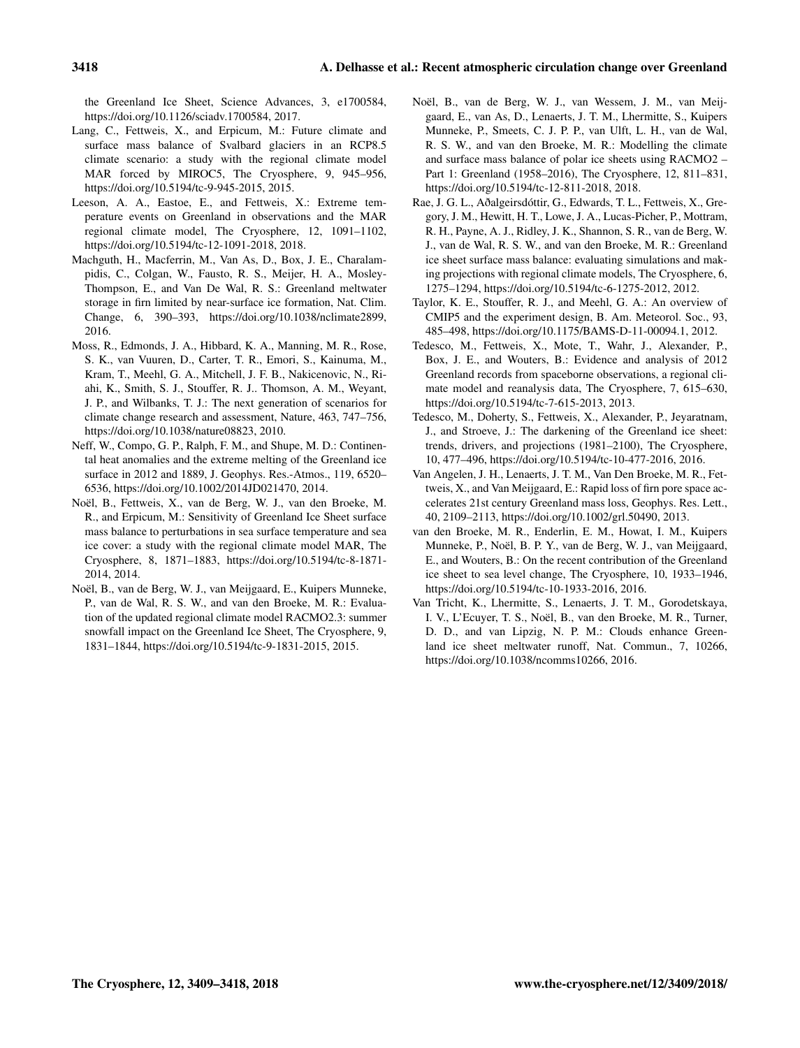the Greenland Ice Sheet, Science Advances, 3, e1700584, https://doi.org/10.1126/sciadv.1700584, 2017.

Lang, C., Fettweis, X., and Erpicum, M.: Future climate and surface mass balance of Svalbard glaciers in an RCP8.5 climate scenario: a study with the regional climate model MAR forced by MIROC5, The Cryosphere, 9, 945–956, https://doi.org/10.5194/tc-9-945-2015, 2015.

Leeson, A. A., Eastoe, E., and Fettweis, X.: Extreme temperature events on Greenland in observations and the MAR regional climate model, The Cryosphere, 12, 1091–1102, https://doi.org/10.5194/tc-12-1091-2018, 2018.

Machguth, H., Macferrin, M., Van As, D., Box, J. E., Charalampidis, C., Colgan, W., Fausto, R. S., Meijer, H. A., Mosley-Thompson, E., and Van De Wal, R. S.: Greenland meltwater storage in firn limited by near-surface ice formation, Nat. Clim. Change, 6, 390–393, https://doi.org/10.1038/nclimate2899, 2016.

Moss, R., Edmonds, J. A., Hibbard, K. A., Manning, M. R., Rose, S. K., van Vuuren, D., Carter, T. R., Emori, S., Kainuma, M., Kram, T., Meehl, G. A., Mitchell, J. F. B., Nakicenovic, N., Riahi, K., Smith, S. J., Stouffer, R. J.. Thomson, A. M., Weyant, J. P., and Wilbanks, T. J.: The next generation of scenarios for climate change research and assessment, Nature, 463, 747–756, https://doi.org/10.1038/nature08823, 2010.

Neff, W., Compo, G. P., Ralph, F. M., and Shupe, M. D.: Continental heat anomalies and the extreme melting of the Greenland ice surface in 2012 and 1889, J. Geophys. Res.-Atmos., 119, 6520–6536, https://doi.org/10.1002/2014JD021470, 2014.

Noël, B., Fettweis, X., van de Berg, W. J., van den Broeke, M. R., and Erpicum, M.: Sensitivity of Greenland Ice Sheet surface mass balance to perturbations in sea surface temperature and sea ice cover: a study with the regional climate model MAR, The Cryosphere, 8, 1871–1883, https://doi.org/10.5194/tc-8-1871-2014, 2014.

Noël, B., van de Berg, W. J., van Meijgaard, E., Kuipers Munneke, P., van de Wal, R. S. W., and van den Broeke, M. R.: Evaluation of the updated regional climate model RACMO2.3: summer snowfall impact on the Greenland Ice Sheet, The Cryosphere, 9, 1831–1844, https://doi.org/10.5194/tc-9-1831-2015, 2015.

Noël, B., van de Berg, W. J., van Wessem, J. M., van Meijgaard, E., van As, D., Lenaerts, J. T. M., Lhermitte, S., Kuipers Munneke, P., Smeets, C. J. P. P., van Ulft, L. H., van de Wal, R. S. W., and van den Broeke, M. R.: Modelling the climate and surface mass balance of polar ice sheets using RACMO2 – Part 1: Greenland (1958–2016), The Cryosphere, 12, 811–831, https://doi.org/10.5194/tc-12-811-2018, 2018.

Rae, J. G. L., Aðalgeirsdóttir, G., Edwards, T. L., Fettweis, X., Gregory, J. M., Hewitt, H. T., Lowe, J. A., Lucas-Picher, P., Mottram, R. H., Payne, A. J., Ridley, J. K., Shannon, S. R., van de Berg, W. J., van de Wal, R. S. W., and van den Broeke, M. R.: Greenland ice sheet surface mass balance: evaluating simulations and making projections with regional climate models, The Cryosphere, 6, 1275–1294, https://doi.org/10.5194/tc-6-1275-2012, 2012.

Taylor, K. E., Stouffer, R. J., and Meehl, G. A.: An overview of CMIP5 and the experiment design, B. Am. Meteorol. Soc., 93, 485–498, https://doi.org/10.1175/BAMS-D-11-00094.1, 2012.

Tedesco, M., Fettweis, X., Mote, T., Wahr, J., Alexander, P., Box, J. E., and Wouters, B.: Evidence and analysis of 2012 Greenland records from spaceborne observations, a regional climate model and reanalysis data, The Cryosphere, 7, 615–630, https://doi.org/10.5194/tc-7-615-2013, 2013.

Tedesco, M., Doherty, S., Fettweis, X., Alexander, P., Jeyaratnam, J., and Stroeve, J.: The darkening of the Greenland ice sheet: trends, drivers, and projections (1981–2100), The Cryosphere, 10, 477–496, https://doi.org/10.5194/tc-10-477-2016, 2016.

Van Angelen, J. H., Lenaerts, J. T. M., Van Den Broeke, M. R., Fettweis, X., and Van Meijgaard, E.: Rapid loss of firn pore space accelerates 21st century Greenland mass loss, Geophys. Res. Lett., 40, 2109–2113, https://doi.org/10.1002/grl.50490, 2013.

van den Broeke, M. R., Enderlin, E. M., Howat, I. M., Kuipers Munneke, P., Noël, B. P. Y., van de Berg, W. J., van Meijgaard, E., and Wouters, B.: On the recent contribution of the Greenland ice sheet to sea level change, The Cryosphere, 10, 1933–1946, https://doi.org/10.5194/tc-10-1933-2016, 2016.

Van Tricht, K., Lhermitte, S., Lenaerts, J. T. M., Gorodetskaya, I. V., L'Ecuyer, T. S., Noël, B., van den Broeke, M. R., Turner, D. D., and van Lipzig, N. P. M.: Clouds enhance Greenland ice sheet meltwater runoff, Nat. Commun., 7, 10266, https://doi.org/10.1038/ncomms10266, 2016.